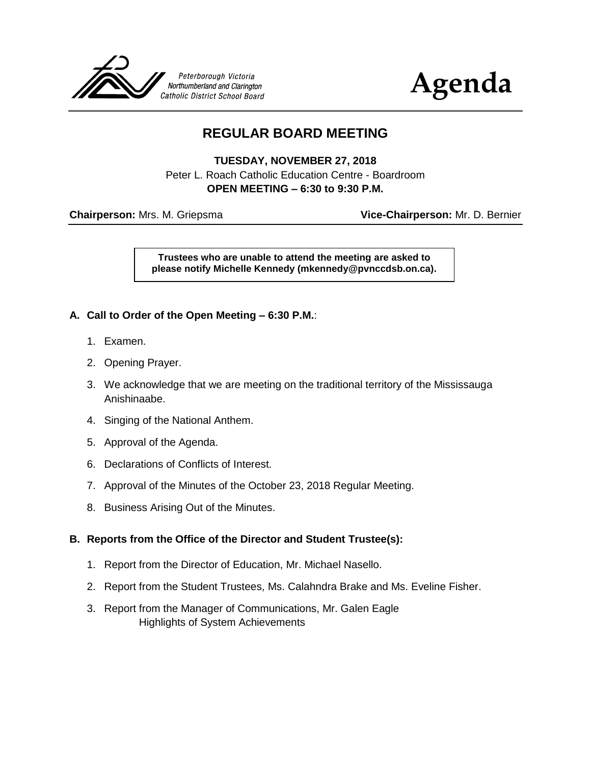Peterborough Victoria
Northumberland and Clarington
Catholic District School Board

# Agenda

## REGULAR BOARD MEETING

**TUESDAY, NOVEMBER 27, 2018**
Peter L. Roach Catholic Education Centre - Boardroom
**OPEN MEETING – 6:30 to 9:30 P.M.**

**Chairperson:** Mrs. M. Griepsma **Vice-Chairperson:** Mr. D. Bernier

**Trustees who are unable to attend the meeting are asked to please notify Michelle Kennedy (mkennedy@pvnccdsb.on.ca).**

**A. Call to Order of the Open Meeting – 6:30 P.M.**:

1. Examen.
2. Opening Prayer.
3. We acknowledge that we are meeting on the traditional territory of the Mississauga Anishinaabe.
4. Singing of the National Anthem.
5. Approval of the Agenda.
6. Declarations of Conflicts of Interest.
7. Approval of the Minutes of the October 23, 2018 Regular Meeting.
8. Business Arising Out of the Minutes.

**B. Reports from the Office of the Director and Student Trustee(s):**

1. Report from the Director of Education, Mr. Michael Nasello.
2. Report from the Student Trustees, Ms. Calahndra Brake and Ms. Eveline Fisher.
3. Report from the Manager of Communications, Mr. Galen Eagle
   Highlights of System Achievements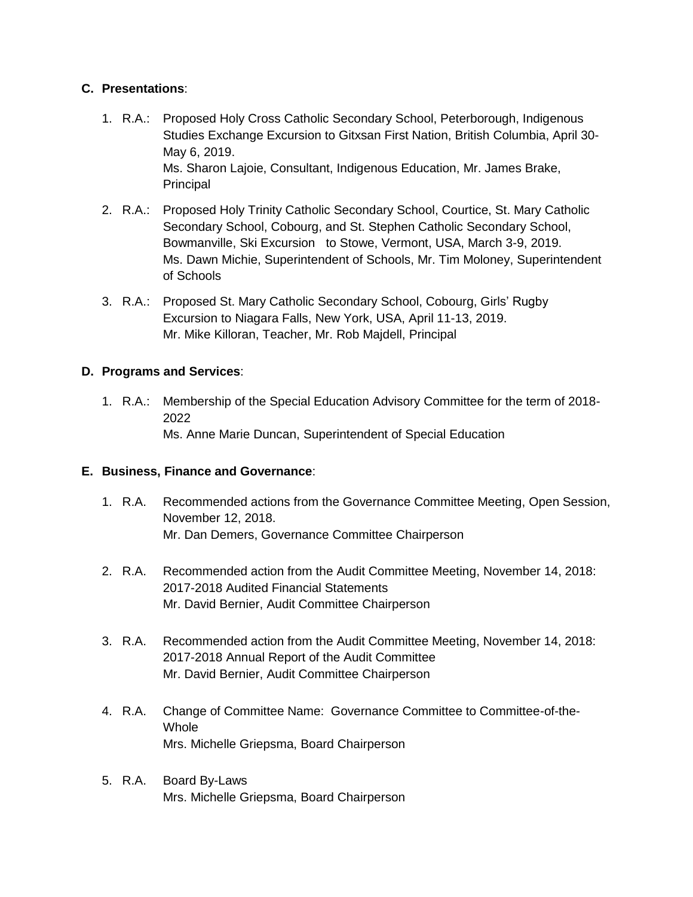**C. Presentations**:

1. R.A.: Proposed Holy Cross Catholic Secondary School, Peterborough, Indigenous Studies Exchange Excursion to Gitxsan First Nation, British Columbia, April 30-May 6, 2019.
   Ms. Sharon Lajoie, Consultant, Indigenous Education, Mr. James Brake, Principal

2. R.A.: Proposed Holy Trinity Catholic Secondary School, Courtice, St. Mary Catholic Secondary School, Cobourg, and St. Stephen Catholic Secondary School, Bowmanville, Ski Excursion to Stowe, Vermont, USA, March 3-9, 2019.
   Ms. Dawn Michie, Superintendent of Schools, Mr. Tim Moloney, Superintendent of Schools

3. R.A.: Proposed St. Mary Catholic Secondary School, Cobourg, Girls' Rugby Excursion to Niagara Falls, New York, USA, April 11-13, 2019.
   Mr. Mike Killoran, Teacher, Mr. Rob Majdell, Principal

**D. Programs and Services**:

1. R.A.: Membership of the Special Education Advisory Committee for the term of 2018-2022
   Ms. Anne Marie Duncan, Superintendent of Special Education

**E. Business, Finance and Governance**:

1. R.A. Recommended actions from the Governance Committee Meeting, Open Session, November 12, 2018.
   Mr. Dan Demers, Governance Committee Chairperson

2. R.A. Recommended action from the Audit Committee Meeting, November 14, 2018: 2017-2018 Audited Financial Statements
   Mr. David Bernier, Audit Committee Chairperson

3. R.A. Recommended action from the Audit Committee Meeting, November 14, 2018: 2017-2018 Annual Report of the Audit Committee
   Mr. David Bernier, Audit Committee Chairperson

4. R.A. Change of Committee Name: Governance Committee to Committee-of-the-Whole
   Mrs. Michelle Griepsma, Board Chairperson

5. R.A. Board By-Laws
   Mrs. Michelle Griepsma, Board Chairperson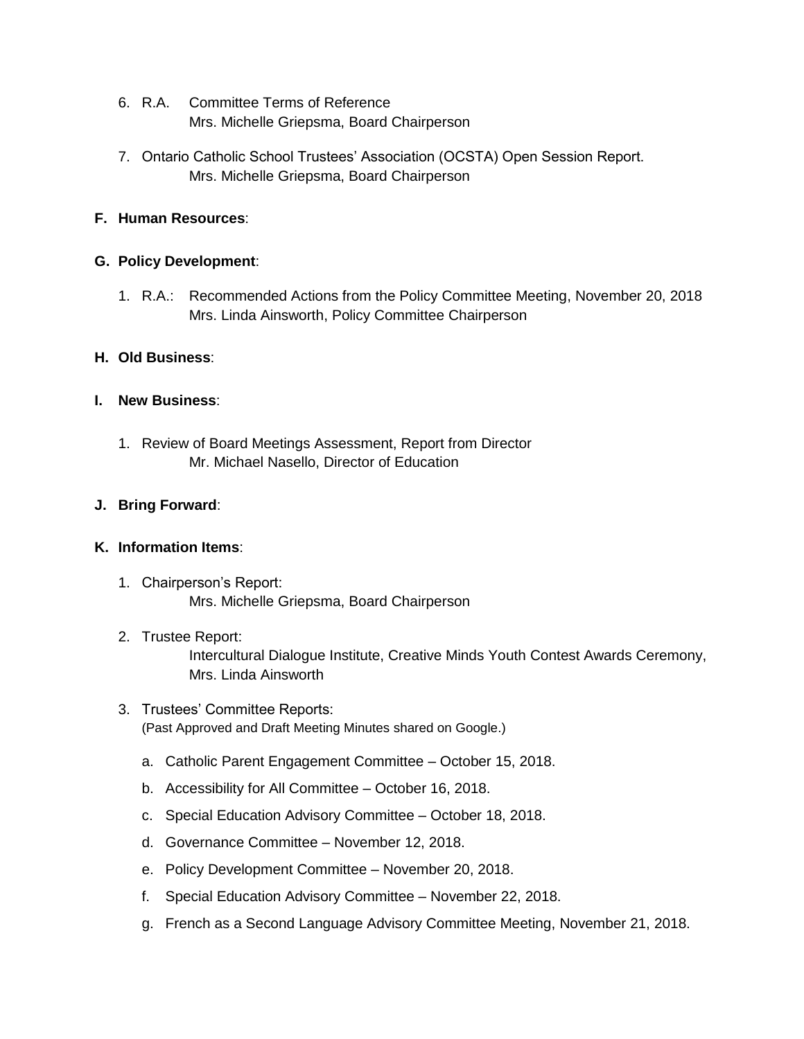6. R.A. Committee Terms of Reference
   Mrs. Michelle Griepsma, Board Chairperson

7. Ontario Catholic School Trustees' Association (OCSTA) Open Session Report.
   Mrs. Michelle Griepsma, Board Chairperson

**F. Human Resources**:

**G. Policy Development**:

1. R.A.: Recommended Actions from the Policy Committee Meeting, November 20, 2018
   Mrs. Linda Ainsworth, Policy Committee Chairperson

**H. Old Business**:

**I. New Business**:

1. Review of Board Meetings Assessment, Report from Director
   Mr. Michael Nasello, Director of Education

**J. Bring Forward**:

**K. Information Items**:

1. Chairperson's Report:
   Mrs. Michelle Griepsma, Board Chairperson

2. Trustee Report:
   Intercultural Dialogue Institute, Creative Minds Youth Contest Awards Ceremony, Mrs. Linda Ainsworth

3. Trustees' Committee Reports:
   (Past Approved and Draft Meeting Minutes shared on Google.)

   a. Catholic Parent Engagement Committee – October 15, 2018.
   b. Accessibility for All Committee – October 16, 2018.
   c. Special Education Advisory Committee – October 18, 2018.
   d. Governance Committee – November 12, 2018.
   e. Policy Development Committee – November 20, 2018.
   f. Special Education Advisory Committee – November 22, 2018.
   g. French as a Second Language Advisory Committee Meeting, November 21, 2018.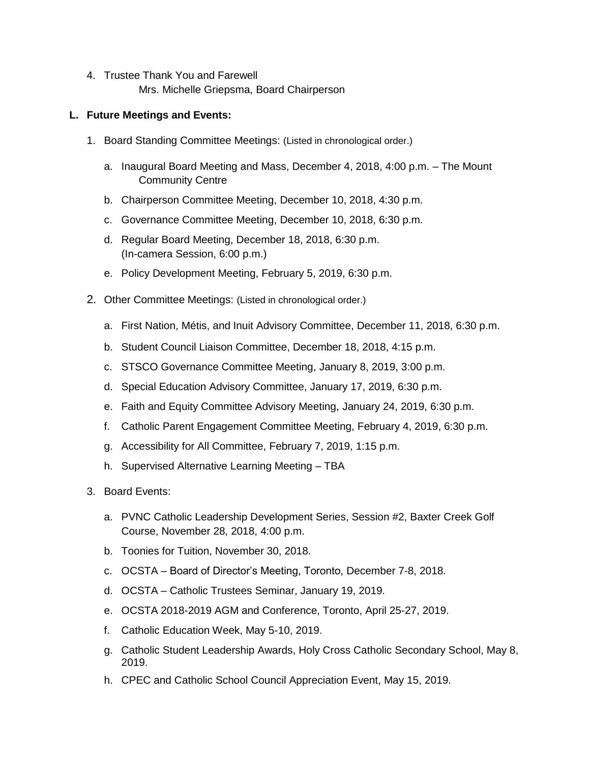4. Trustee Thank You and Farewell
   Mrs. Michelle Griepsma, Board Chairperson

**L. Future Meetings and Events:**

1. Board Standing Committee Meetings: (Listed in chronological order.)

   a. Inaugural Board Meeting and Mass, December 4, 2018, 4:00 p.m. – The Mount Community Centre

   b. Chairperson Committee Meeting, December 10, 2018, 4:30 p.m.

   c. Governance Committee Meeting, December 10, 2018, 6:30 p.m.

   d. Regular Board Meeting, December 18, 2018, 6:30 p.m.
   (In-camera Session, 6:00 p.m.)

   e. Policy Development Meeting, February 5, 2019, 6:30 p.m.

2. Other Committee Meetings: (Listed in chronological order.)

   a. First Nation, Métis, and Inuit Advisory Committee, December 11, 2018, 6:30 p.m.

   b. Student Council Liaison Committee, December 18, 2018, 4:15 p.m.

   c. STSCO Governance Committee Meeting, January 8, 2019, 3:00 p.m.

   d. Special Education Advisory Committee, January 17, 2019, 6:30 p.m.

   e. Faith and Equity Committee Advisory Meeting, January 24, 2019, 6:30 p.m.

   f. Catholic Parent Engagement Committee Meeting, February 4, 2019, 6:30 p.m.

   g. Accessibility for All Committee, February 7, 2019, 1:15 p.m.

   h. Supervised Alternative Learning Meeting – TBA

3. Board Events:

   a. PVNC Catholic Leadership Development Series, Session #2, Baxter Creek Golf Course, November 28, 2018, 4:00 p.m.

   b. Toonies for Tuition, November 30, 2018.

   c. OCSTA – Board of Director's Meeting, Toronto, December 7-8, 2018.

   d. OCSTA – Catholic Trustees Seminar, January 19, 2019.

   e. OCSTA 2018-2019 AGM and Conference, Toronto, April 25-27, 2019.

   f. Catholic Education Week, May 5-10, 2019.

   g. Catholic Student Leadership Awards, Holy Cross Catholic Secondary School, May 8, 2019.

   h. CPEC and Catholic School Council Appreciation Event, May 15, 2019.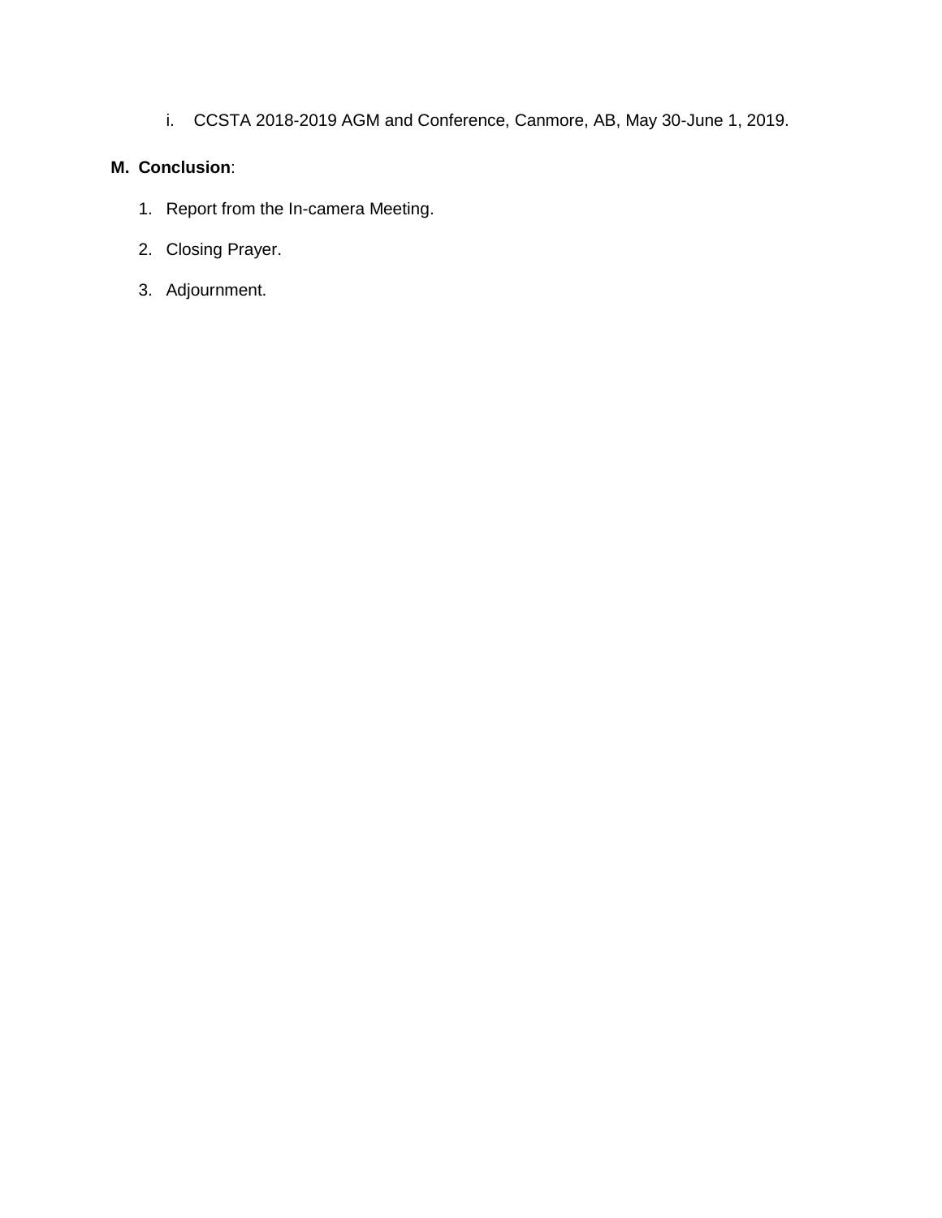i. CCSTA 2018-2019 AGM and Conference, Canmore, AB, May 30-June 1, 2019.

**M. Conclusion**:

1. Report from the In-camera Meeting.

2. Closing Prayer.

3. Adjournment.